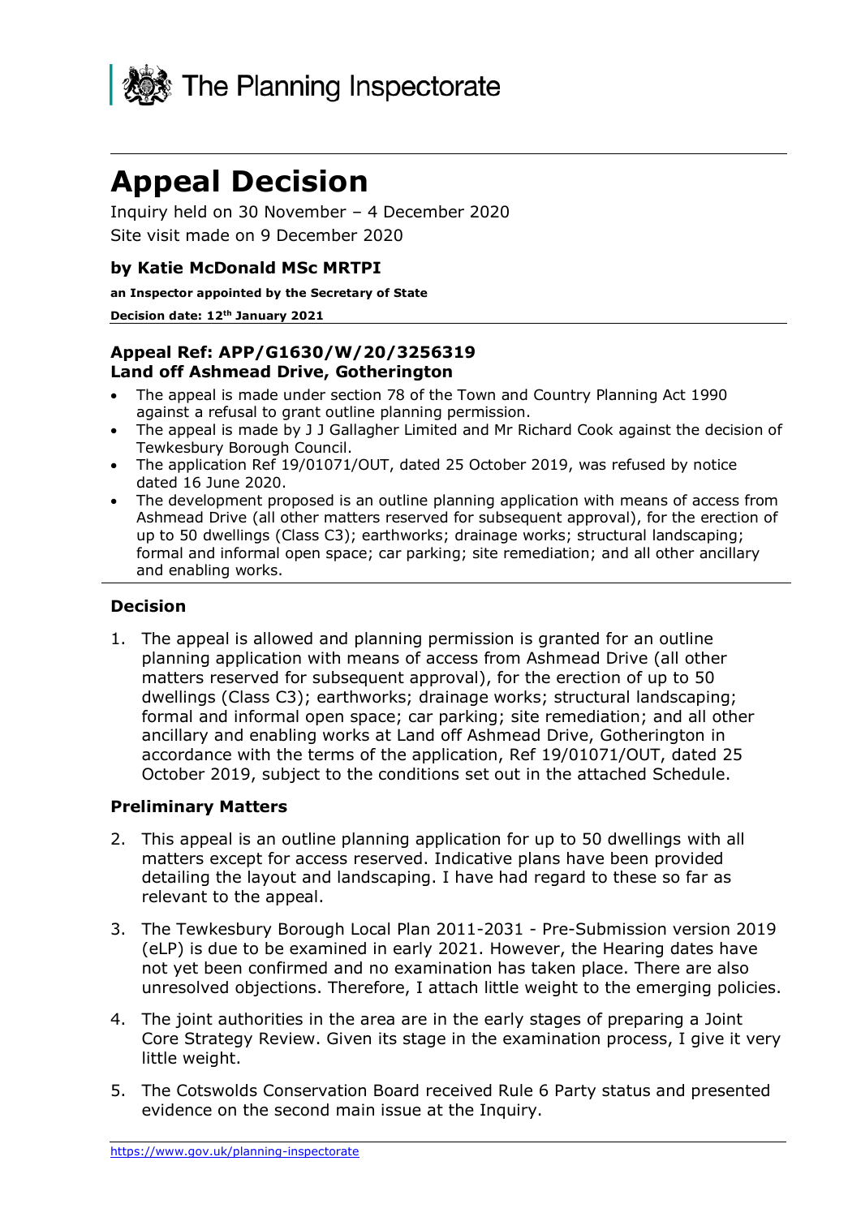The Planning Inspectorate

# Appeal Decision

Inquiry held on 30 November – 4 December 2020

Site visit made on 9 December 2020

**by Katie McDonald MSc MRTPI**

**an Inspector appointed by the Secretary of State**

**Decision date: 12th January 2021**

**Appeal Ref: APP/G1630/W/20/3256319**
**Land off Ashmead Drive, Gotherington**

- The appeal is made under section 78 of the Town and Country Planning Act 1990 against a refusal to grant outline planning permission.
- The appeal is made by J J Gallagher Limited and Mr Richard Cook against the decision of Tewkesbury Borough Council.
- The application Ref 19/01071/OUT, dated 25 October 2019, was refused by notice dated 16 June 2020.
- The development proposed is an outline planning application with means of access from Ashmead Drive (all other matters reserved for subsequent approval), for the erection of up to 50 dwellings (Class C3); earthworks; drainage works; structural landscaping; formal and informal open space; car parking; site remediation; and all other ancillary and enabling works.

## Decision

1. The appeal is allowed and planning permission is granted for an outline planning application with means of access from Ashmead Drive (all other matters reserved for subsequent approval), for the erection of up to 50 dwellings (Class C3); earthworks; drainage works; structural landscaping; formal and informal open space; car parking; site remediation; and all other ancillary and enabling works at Land off Ashmead Drive, Gotherington in accordance with the terms of the application, Ref 19/01071/OUT, dated 25 October 2019, subject to the conditions set out in the attached Schedule.

## Preliminary Matters

2. This appeal is an outline planning application for up to 50 dwellings with all matters except for access reserved. Indicative plans have been provided detailing the layout and landscaping. I have had regard to these so far as relevant to the appeal.

3. The Tewkesbury Borough Local Plan 2011-2031 - Pre-Submission version 2019 (eLP) is due to be examined in early 2021. However, the Hearing dates have not yet been confirmed and no examination has taken place. There are also unresolved objections. Therefore, I attach little weight to the emerging policies.

4. The joint authorities in the area are in the early stages of preparing a Joint Core Strategy Review. Given its stage in the examination process, I give it very little weight.

5. The Cotswolds Conservation Board received Rule 6 Party status and presented evidence on the second main issue at the Inquiry.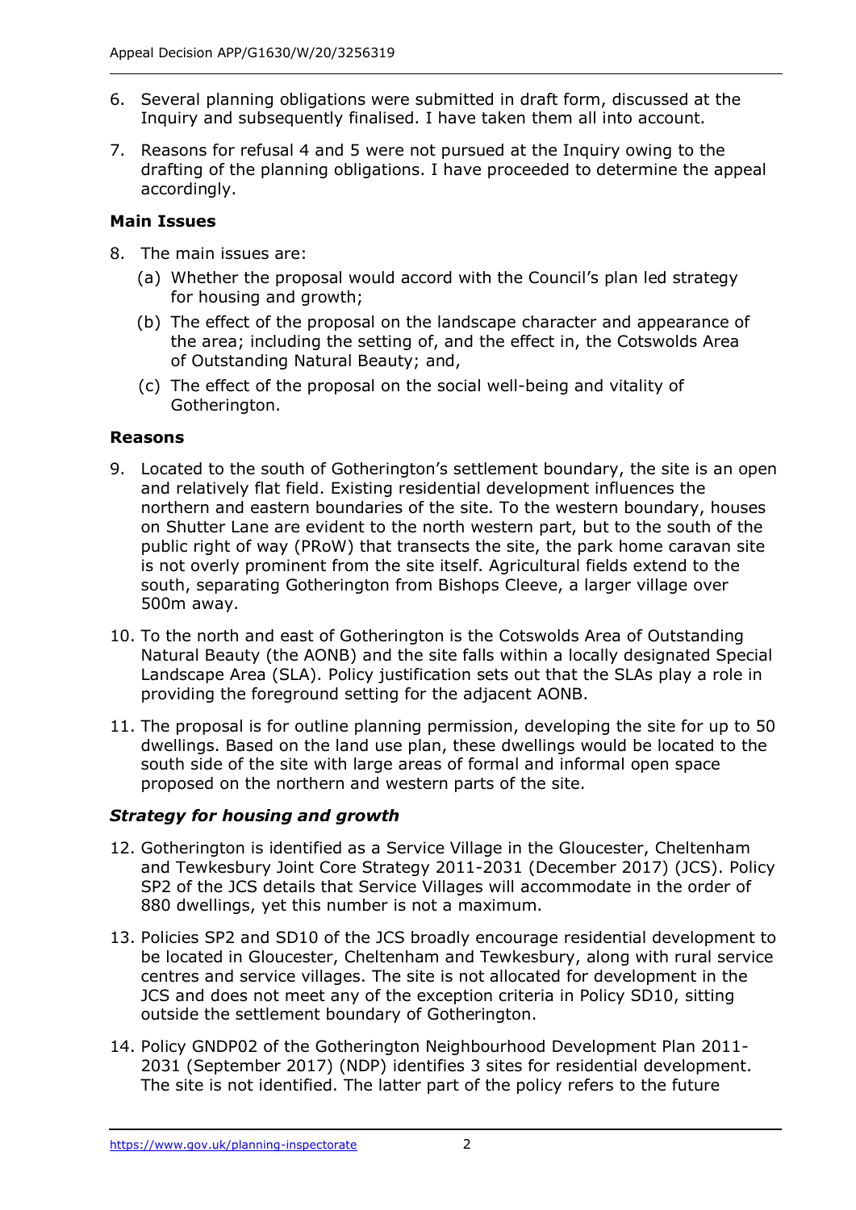6. Several planning obligations were submitted in draft form, discussed at the Inquiry and subsequently finalised. I have taken them all into account.

7. Reasons for refusal 4 and 5 were not pursued at the Inquiry owing to the drafting of the planning obligations. I have proceeded to determine the appeal accordingly.

**Main Issues**

8. The main issues are:

   (a) Whether the proposal would accord with the Council's plan led strategy for housing and growth;

   (b) The effect of the proposal on the landscape character and appearance of the area; including the setting of, and the effect in, the Cotswolds Area of Outstanding Natural Beauty; and,

   (c) The effect of the proposal on the social well-being and vitality of Gotherington.

**Reasons**

9. Located to the south of Gotherington's settlement boundary, the site is an open and relatively flat field. Existing residential development influences the northern and eastern boundaries of the site. To the western boundary, houses on Shutter Lane are evident to the north western part, but to the south of the public right of way (PRoW) that transects the site, the park home caravan site is not overly prominent from the site itself. Agricultural fields extend to the south, separating Gotherington from Bishops Cleeve, a larger village over 500m away.

10. To the north and east of Gotherington is the Cotswolds Area of Outstanding Natural Beauty (the AONB) and the site falls within a locally designated Special Landscape Area (SLA). Policy justification sets out that the SLAs play a role in providing the foreground setting for the adjacent AONB.

11. The proposal is for outline planning permission, developing the site for up to 50 dwellings. Based on the land use plan, these dwellings would be located to the south side of the site with large areas of formal and informal open space proposed on the northern and western parts of the site.

***Strategy for housing and growth***

12. Gotherington is identified as a Service Village in the Gloucester, Cheltenham and Tewkesbury Joint Core Strategy 2011-2031 (December 2017) (JCS). Policy SP2 of the JCS details that Service Villages will accommodate in the order of 880 dwellings, yet this number is not a maximum.

13. Policies SP2 and SD10 of the JCS broadly encourage residential development to be located in Gloucester, Cheltenham and Tewkesbury, along with rural service centres and service villages. The site is not allocated for development in the JCS and does not meet any of the exception criteria in Policy SD10, sitting outside the settlement boundary of Gotherington.

14. Policy GNDP02 of the Gotherington Neighbourhood Development Plan 2011-2031 (September 2017) (NDP) identifies 3 sites for residential development. The site is not identified. The latter part of the policy refers to the future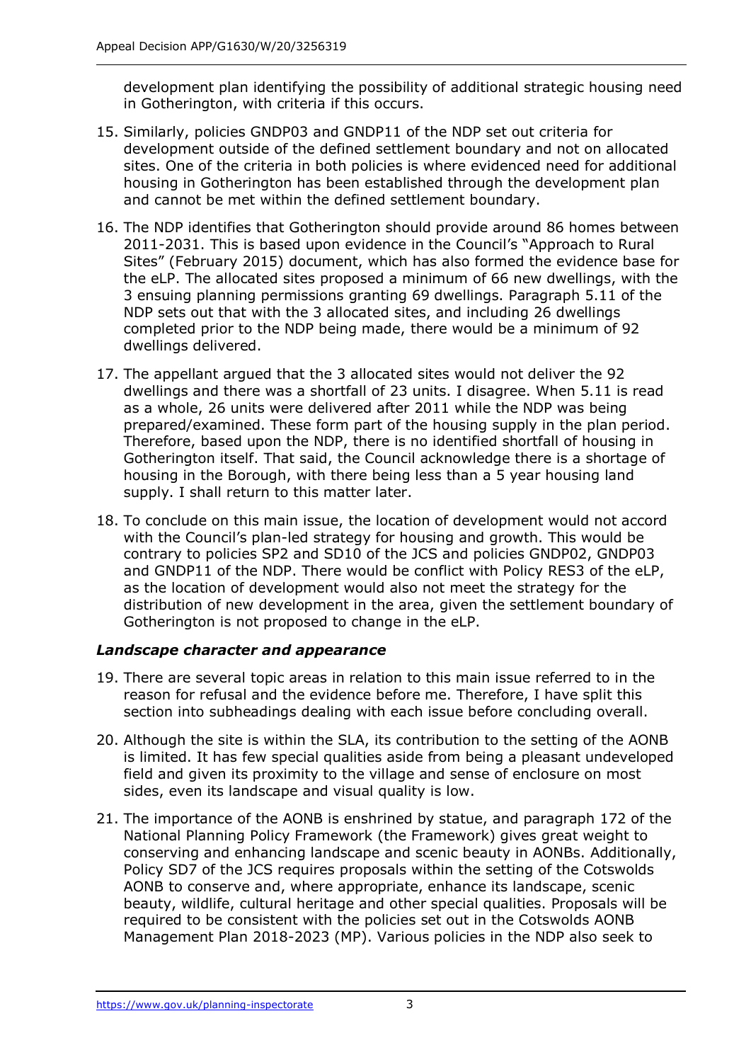development plan identifying the possibility of additional strategic housing need in Gotherington, with criteria if this occurs.

15. Similarly, policies GNDP03 and GNDP11 of the NDP set out criteria for development outside of the defined settlement boundary and not on allocated sites. One of the criteria in both policies is where evidenced need for additional housing in Gotherington has been established through the development plan and cannot be met within the defined settlement boundary.

16. The NDP identifies that Gotherington should provide around 86 homes between 2011-2031. This is based upon evidence in the Council's "Approach to Rural Sites" (February 2015) document, which has also formed the evidence base for the eLP. The allocated sites proposed a minimum of 66 new dwellings, with the 3 ensuing planning permissions granting 69 dwellings. Paragraph 5.11 of the NDP sets out that with the 3 allocated sites, and including 26 dwellings completed prior to the NDP being made, there would be a minimum of 92 dwellings delivered.

17. The appellant argued that the 3 allocated sites would not deliver the 92 dwellings and there was a shortfall of 23 units. I disagree. When 5.11 is read as a whole, 26 units were delivered after 2011 while the NDP was being prepared/examined. These form part of the housing supply in the plan period. Therefore, based upon the NDP, there is no identified shortfall of housing in Gotherington itself. That said, the Council acknowledge there is a shortage of housing in the Borough, with there being less than a 5 year housing land supply. I shall return to this matter later.

18. To conclude on this main issue, the location of development would not accord with the Council's plan-led strategy for housing and growth. This would be contrary to policies SP2 and SD10 of the JCS and policies GNDP02, GNDP03 and GNDP11 of the NDP. There would be conflict with Policy RES3 of the eLP, as the location of development would also not meet the strategy for the distribution of new development in the area, given the settlement boundary of Gotherington is not proposed to change in the eLP.

### *Landscape character and appearance*

19. There are several topic areas in relation to this main issue referred to in the reason for refusal and the evidence before me. Therefore, I have split this section into subheadings dealing with each issue before concluding overall.

20. Although the site is within the SLA, its contribution to the setting of the AONB is limited. It has few special qualities aside from being a pleasant undeveloped field and given its proximity to the village and sense of enclosure on most sides, even its landscape and visual quality is low.

21. The importance of the AONB is enshrined by statue, and paragraph 172 of the National Planning Policy Framework (the Framework) gives great weight to conserving and enhancing landscape and scenic beauty in AONBs. Additionally, Policy SD7 of the JCS requires proposals within the setting of the Cotswolds AONB to conserve and, where appropriate, enhance its landscape, scenic beauty, wildlife, cultural heritage and other special qualities. Proposals will be required to be consistent with the policies set out in the Cotswolds AONB Management Plan 2018-2023 (MP). Various policies in the NDP also seek to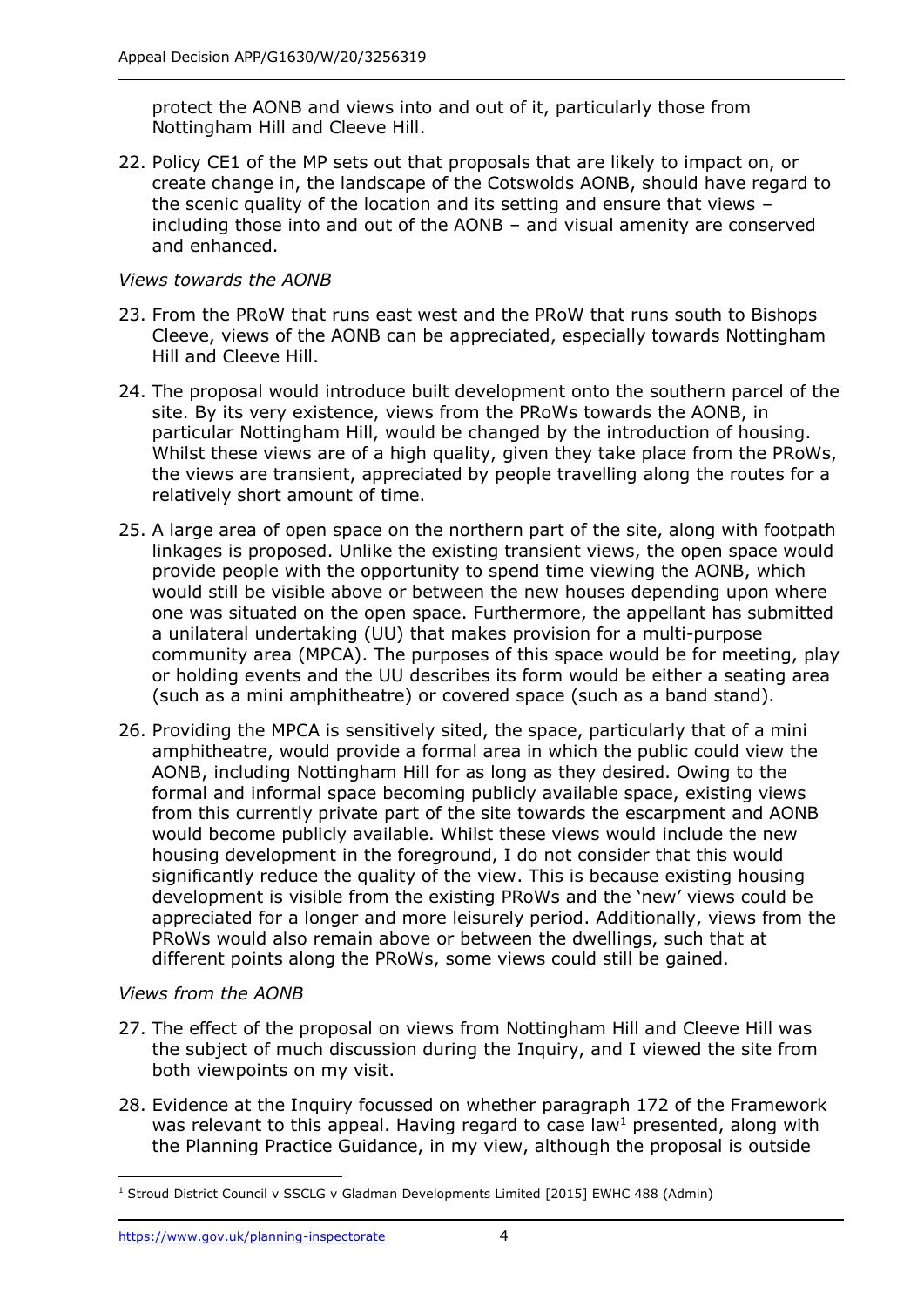protect the AONB and views into and out of it, particularly those from Nottingham Hill and Cleeve Hill.

22. Policy CE1 of the MP sets out that proposals that are likely to impact on, or create change in, the landscape of the Cotswolds AONB, should have regard to the scenic quality of the location and its setting and ensure that views – including those into and out of the AONB – and visual amenity are conserved and enhanced.

*Views towards the AONB*

23. From the PRoW that runs east west and the PRoW that runs south to Bishops Cleeve, views of the AONB can be appreciated, especially towards Nottingham Hill and Cleeve Hill.

24. The proposal would introduce built development onto the southern parcel of the site. By its very existence, views from the PRoWs towards the AONB, in particular Nottingham Hill, would be changed by the introduction of housing. Whilst these views are of a high quality, given they take place from the PRoWs, the views are transient, appreciated by people travelling along the routes for a relatively short amount of time.

25. A large area of open space on the northern part of the site, along with footpath linkages is proposed. Unlike the existing transient views, the open space would provide people with the opportunity to spend time viewing the AONB, which would still be visible above or between the new houses depending upon where one was situated on the open space. Furthermore, the appellant has submitted a unilateral undertaking (UU) that makes provision for a multi-purpose community area (MPCA). The purposes of this space would be for meeting, play or holding events and the UU describes its form would be either a seating area (such as a mini amphitheatre) or covered space (such as a band stand).

26. Providing the MPCA is sensitively sited, the space, particularly that of a mini amphitheatre, would provide a formal area in which the public could view the AONB, including Nottingham Hill for as long as they desired. Owing to the formal and informal space becoming publicly available space, existing views from this currently private part of the site towards the escarpment and AONB would become publicly available. Whilst these views would include the new housing development in the foreground, I do not consider that this would significantly reduce the quality of the view. This is because existing housing development is visible from the existing PRoWs and the 'new' views could be appreciated for a longer and more leisurely period. Additionally, views from the PRoWs would also remain above or between the dwellings, such that at different points along the PRoWs, some views could still be gained.

*Views from the AONB*

27. The effect of the proposal on views from Nottingham Hill and Cleeve Hill was the subject of much discussion during the Inquiry, and I viewed the site from both viewpoints on my visit.

28. Evidence at the Inquiry focussed on whether paragraph 172 of the Framework was relevant to this appeal. Having regard to case law[1] presented, along with the Planning Practice Guidance, in my view, although the proposal is outside

[1] Stroud District Council v SSCLG v Gladman Developments Limited [2015] EWHC 488 (Admin)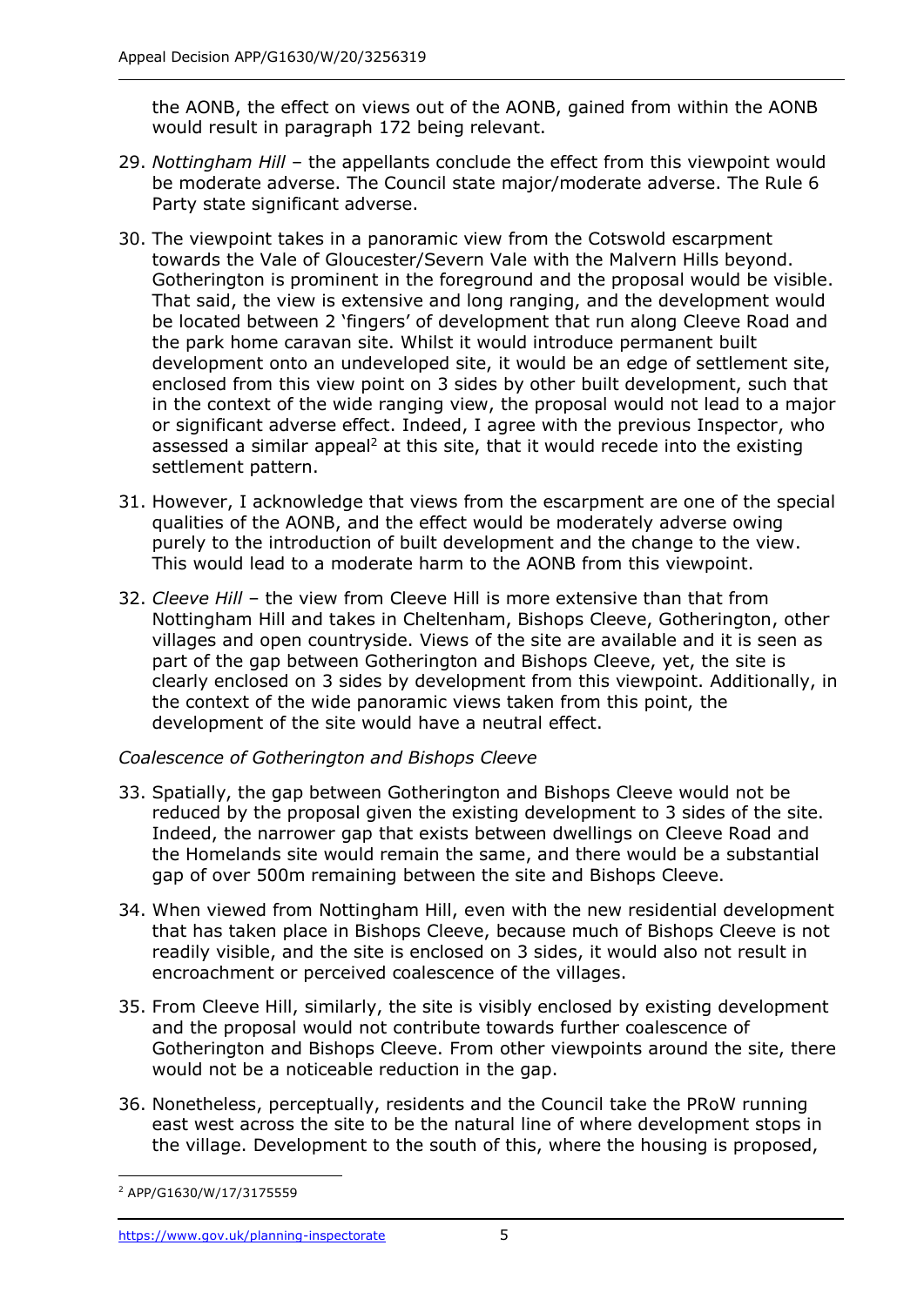the AONB, the effect on views out of the AONB, gained from within the AONB would result in paragraph 172 being relevant.

29. *Nottingham Hill* – the appellants conclude the effect from this viewpoint would be moderate adverse. The Council state major/moderate adverse. The Rule 6 Party state significant adverse.

30. The viewpoint takes in a panoramic view from the Cotswold escarpment towards the Vale of Gloucester/Severn Vale with the Malvern Hills beyond. Gotherington is prominent in the foreground and the proposal would be visible. That said, the view is extensive and long ranging, and the development would be located between 2 'fingers' of development that run along Cleeve Road and the park home caravan site. Whilst it would introduce permanent built development onto an undeveloped site, it would be an edge of settlement site, enclosed from this view point on 3 sides by other built development, such that in the context of the wide ranging view, the proposal would not lead to a major or significant adverse effect. Indeed, I agree with the previous Inspector, who assessed a similar appeal[2] at this site, that it would recede into the existing settlement pattern.

31. However, I acknowledge that views from the escarpment are one of the special qualities of the AONB, and the effect would be moderately adverse owing purely to the introduction of built development and the change to the view. This would lead to a moderate harm to the AONB from this viewpoint.

32. *Cleeve Hill* – the view from Cleeve Hill is more extensive than that from Nottingham Hill and takes in Cheltenham, Bishops Cleeve, Gotherington, other villages and open countryside. Views of the site are available and it is seen as part of the gap between Gotherington and Bishops Cleeve, yet, the site is clearly enclosed on 3 sides by development from this viewpoint. Additionally, in the context of the wide panoramic views taken from this point, the development of the site would have a neutral effect.

*Coalescence of Gotherington and Bishops Cleeve*

33. Spatially, the gap between Gotherington and Bishops Cleeve would not be reduced by the proposal given the existing development to 3 sides of the site. Indeed, the narrower gap that exists between dwellings on Cleeve Road and the Homelands site would remain the same, and there would be a substantial gap of over 500m remaining between the site and Bishops Cleeve.

34. When viewed from Nottingham Hill, even with the new residential development that has taken place in Bishops Cleeve, because much of Bishops Cleeve is not readily visible, and the site is enclosed on 3 sides, it would also not result in encroachment or perceived coalescence of the villages.

35. From Cleeve Hill, similarly, the site is visibly enclosed by existing development and the proposal would not contribute towards further coalescence of Gotherington and Bishops Cleeve. From other viewpoints around the site, there would not be a noticeable reduction in the gap.

36. Nonetheless, perceptually, residents and the Council take the PRoW running east west across the site to be the natural line of where development stops in the village. Development to the south of this, where the housing is proposed,

[2] APP/G1630/W/17/3175559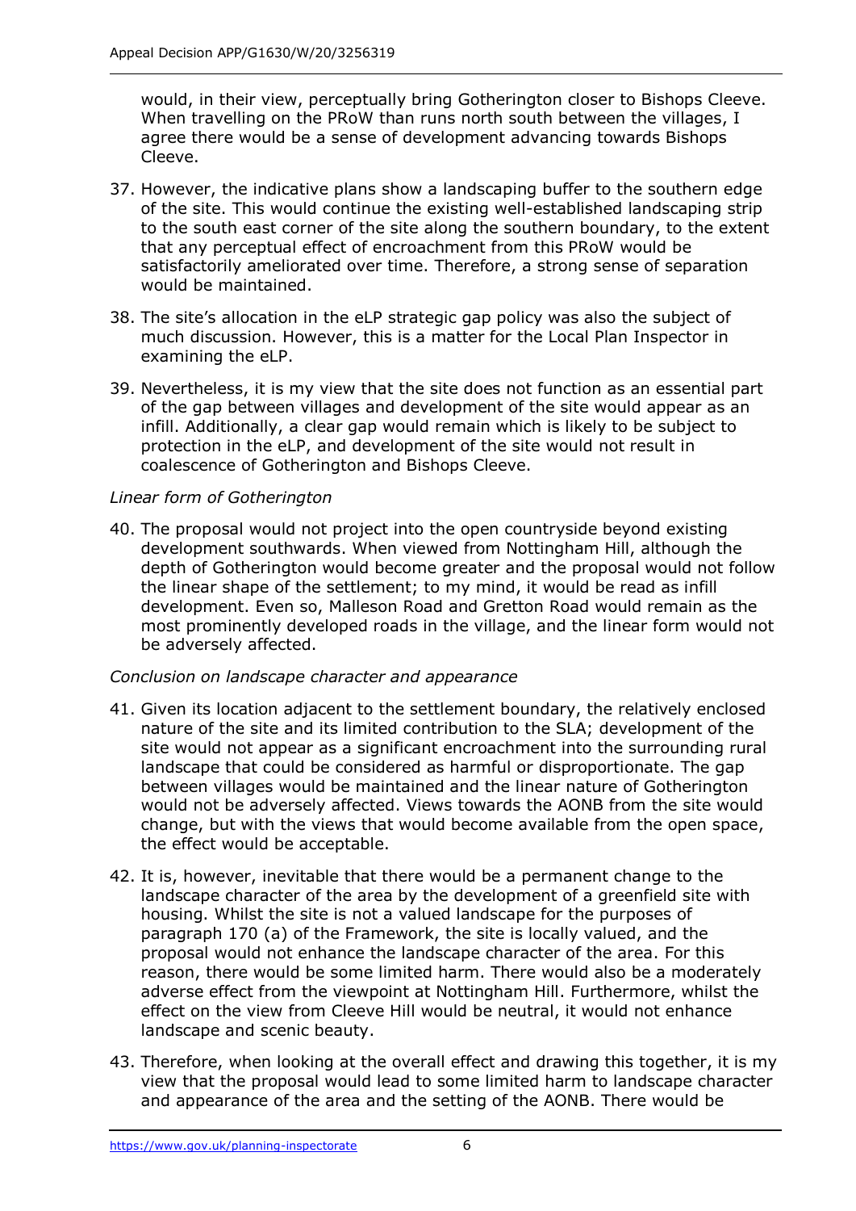would, in their view, perceptually bring Gotherington closer to Bishops Cleeve. When travelling on the PRoW than runs north south between the villages, I agree there would be a sense of development advancing towards Bishops Cleeve.

37. However, the indicative plans show a landscaping buffer to the southern edge of the site. This would continue the existing well-established landscaping strip to the south east corner of the site along the southern boundary, to the extent that any perceptual effect of encroachment from this PRoW would be satisfactorily ameliorated over time. Therefore, a strong sense of separation would be maintained.

38. The site's allocation in the eLP strategic gap policy was also the subject of much discussion. However, this is a matter for the Local Plan Inspector in examining the eLP.

39. Nevertheless, it is my view that the site does not function as an essential part of the gap between villages and development of the site would appear as an infill. Additionally, a clear gap would remain which is likely to be subject to protection in the eLP, and development of the site would not result in coalescence of Gotherington and Bishops Cleeve.

*Linear form of Gotherington*

40. The proposal would not project into the open countryside beyond existing development southwards. When viewed from Nottingham Hill, although the depth of Gotherington would become greater and the proposal would not follow the linear shape of the settlement; to my mind, it would be read as infill development. Even so, Malleson Road and Gretton Road would remain as the most prominently developed roads in the village, and the linear form would not be adversely affected.

*Conclusion on landscape character and appearance*

41. Given its location adjacent to the settlement boundary, the relatively enclosed nature of the site and its limited contribution to the SLA; development of the site would not appear as a significant encroachment into the surrounding rural landscape that could be considered as harmful or disproportionate. The gap between villages would be maintained and the linear nature of Gotherington would not be adversely affected. Views towards the AONB from the site would change, but with the views that would become available from the open space, the effect would be acceptable.

42. It is, however, inevitable that there would be a permanent change to the landscape character of the area by the development of a greenfield site with housing. Whilst the site is not a valued landscape for the purposes of paragraph 170 (a) of the Framework, the site is locally valued, and the proposal would not enhance the landscape character of the area. For this reason, there would be some limited harm. There would also be a moderately adverse effect from the viewpoint at Nottingham Hill. Furthermore, whilst the effect on the view from Cleeve Hill would be neutral, it would not enhance landscape and scenic beauty.

43. Therefore, when looking at the overall effect and drawing this together, it is my view that the proposal would lead to some limited harm to landscape character and appearance of the area and the setting of the AONB. There would be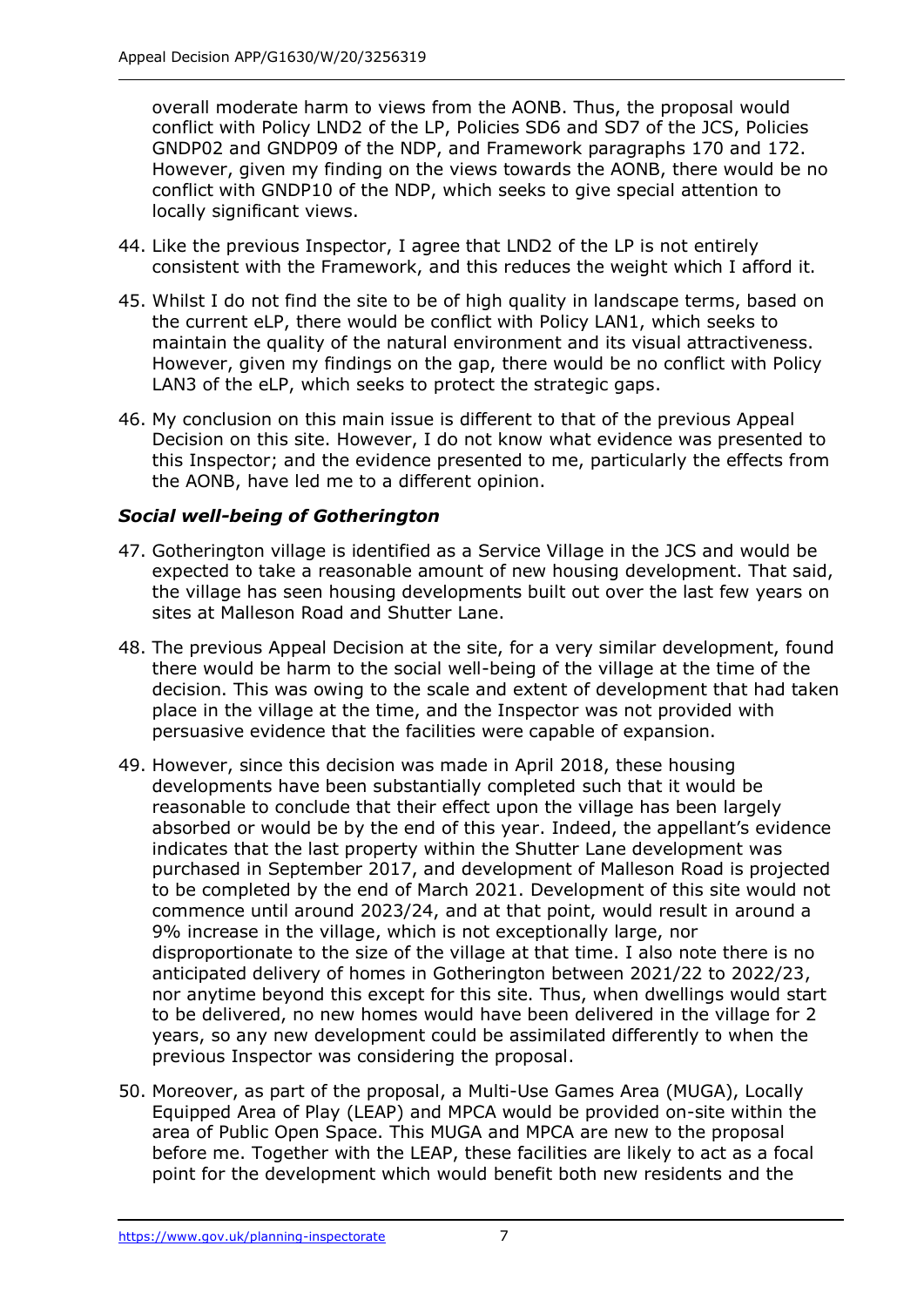overall moderate harm to views from the AONB. Thus, the proposal would conflict with Policy LND2 of the LP, Policies SD6 and SD7 of the JCS, Policies GNDP02 and GNDP09 of the NDP, and Framework paragraphs 170 and 172. However, given my finding on the views towards the AONB, there would be no conflict with GNDP10 of the NDP, which seeks to give special attention to locally significant views.

44. Like the previous Inspector, I agree that LND2 of the LP is not entirely consistent with the Framework, and this reduces the weight which I afford it.

45. Whilst I do not find the site to be of high quality in landscape terms, based on the current eLP, there would be conflict with Policy LAN1, which seeks to maintain the quality of the natural environment and its visual attractiveness. However, given my findings on the gap, there would be no conflict with Policy LAN3 of the eLP, which seeks to protect the strategic gaps.

46. My conclusion on this main issue is different to that of the previous Appeal Decision on this site. However, I do not know what evidence was presented to this Inspector; and the evidence presented to me, particularly the effects from the AONB, have led me to a different opinion.

### *Social well-being of Gotherington*

47. Gotherington village is identified as a Service Village in the JCS and would be expected to take a reasonable amount of new housing development. That said, the village has seen housing developments built out over the last few years on sites at Malleson Road and Shutter Lane.

48. The previous Appeal Decision at the site, for a very similar development, found there would be harm to the social well-being of the village at the time of the decision. This was owing to the scale and extent of development that had taken place in the village at the time, and the Inspector was not provided with persuasive evidence that the facilities were capable of expansion.

49. However, since this decision was made in April 2018, these housing developments have been substantially completed such that it would be reasonable to conclude that their effect upon the village has been largely absorbed or would be by the end of this year. Indeed, the appellant's evidence indicates that the last property within the Shutter Lane development was purchased in September 2017, and development of Malleson Road is projected to be completed by the end of March 2021. Development of this site would not commence until around 2023/24, and at that point, would result in around a 9% increase in the village, which is not exceptionally large, nor disproportionate to the size of the village at that time. I also note there is no anticipated delivery of homes in Gotherington between 2021/22 to 2022/23, nor anytime beyond this except for this site. Thus, when dwellings would start to be delivered, no new homes would have been delivered in the village for 2 years, so any new development could be assimilated differently to when the previous Inspector was considering the proposal.

50. Moreover, as part of the proposal, a Multi-Use Games Area (MUGA), Locally Equipped Area of Play (LEAP) and MPCA would be provided on-site within the area of Public Open Space. This MUGA and MPCA are new to the proposal before me. Together with the LEAP, these facilities are likely to act as a focal point for the development which would benefit both new residents and the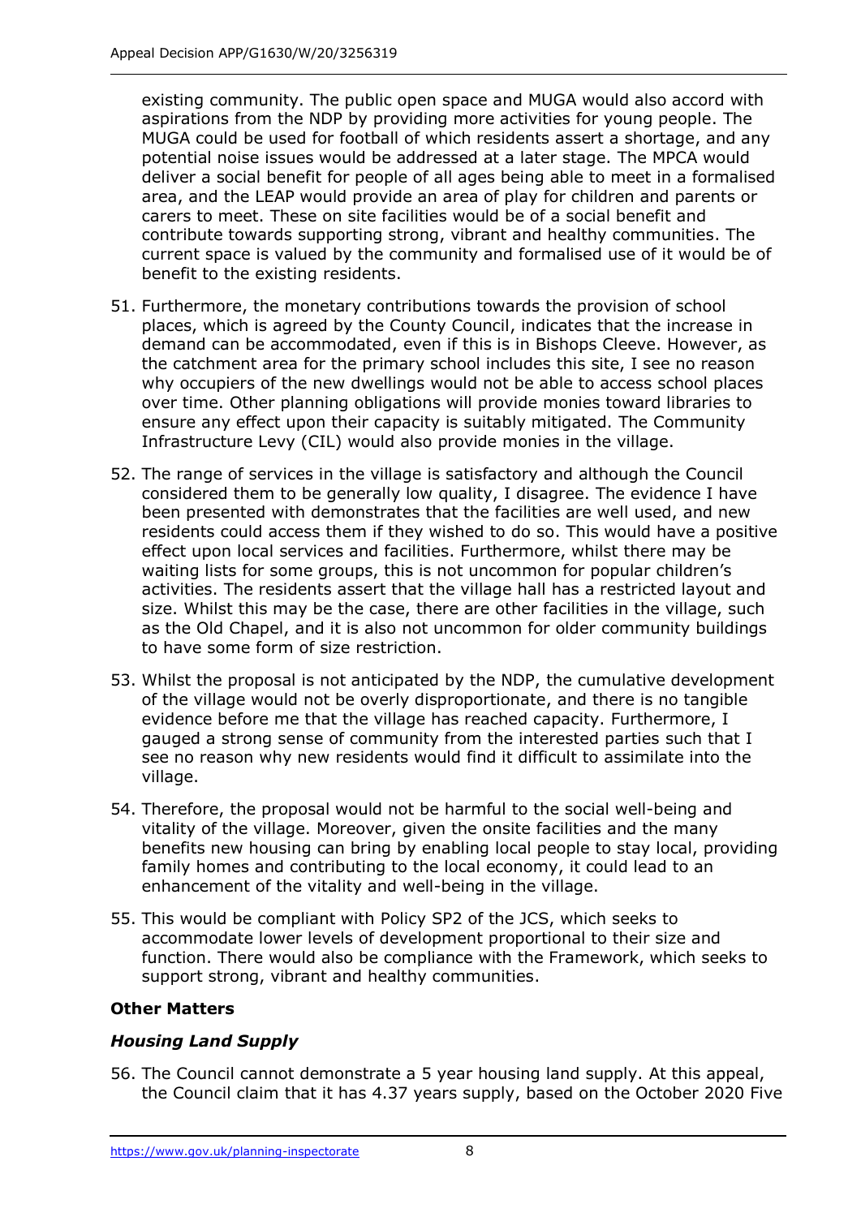existing community. The public open space and MUGA would also accord with aspirations from the NDP by providing more activities for young people. The MUGA could be used for football of which residents assert a shortage, and any potential noise issues would be addressed at a later stage. The MPCA would deliver a social benefit for people of all ages being able to meet in a formalised area, and the LEAP would provide an area of play for children and parents or carers to meet. These on site facilities would be of a social benefit and contribute towards supporting strong, vibrant and healthy communities. The current space is valued by the community and formalised use of it would be of benefit to the existing residents.

51. Furthermore, the monetary contributions towards the provision of school places, which is agreed by the County Council, indicates that the increase in demand can be accommodated, even if this is in Bishops Cleeve. However, as the catchment area for the primary school includes this site, I see no reason why occupiers of the new dwellings would not be able to access school places over time. Other planning obligations will provide monies toward libraries to ensure any effect upon their capacity is suitably mitigated. The Community Infrastructure Levy (CIL) would also provide monies in the village.

52. The range of services in the village is satisfactory and although the Council considered them to be generally low quality, I disagree. The evidence I have been presented with demonstrates that the facilities are well used, and new residents could access them if they wished to do so. This would have a positive effect upon local services and facilities. Furthermore, whilst there may be waiting lists for some groups, this is not uncommon for popular children's activities. The residents assert that the village hall has a restricted layout and size. Whilst this may be the case, there are other facilities in the village, such as the Old Chapel, and it is also not uncommon for older community buildings to have some form of size restriction.

53. Whilst the proposal is not anticipated by the NDP, the cumulative development of the village would not be overly disproportionate, and there is no tangible evidence before me that the village has reached capacity. Furthermore, I gauged a strong sense of community from the interested parties such that I see no reason why new residents would find it difficult to assimilate into the village.

54. Therefore, the proposal would not be harmful to the social well-being and vitality of the village. Moreover, given the onsite facilities and the many benefits new housing can bring by enabling local people to stay local, providing family homes and contributing to the local economy, it could lead to an enhancement of the vitality and well-being in the village.

55. This would be compliant with Policy SP2 of the JCS, which seeks to accommodate lower levels of development proportional to their size and function. There would also be compliance with the Framework, which seeks to support strong, vibrant and healthy communities.

## Other Matters

### *Housing Land Supply*

56. The Council cannot demonstrate a 5 year housing land supply. At this appeal, the Council claim that it has 4.37 years supply, based on the October 2020 Five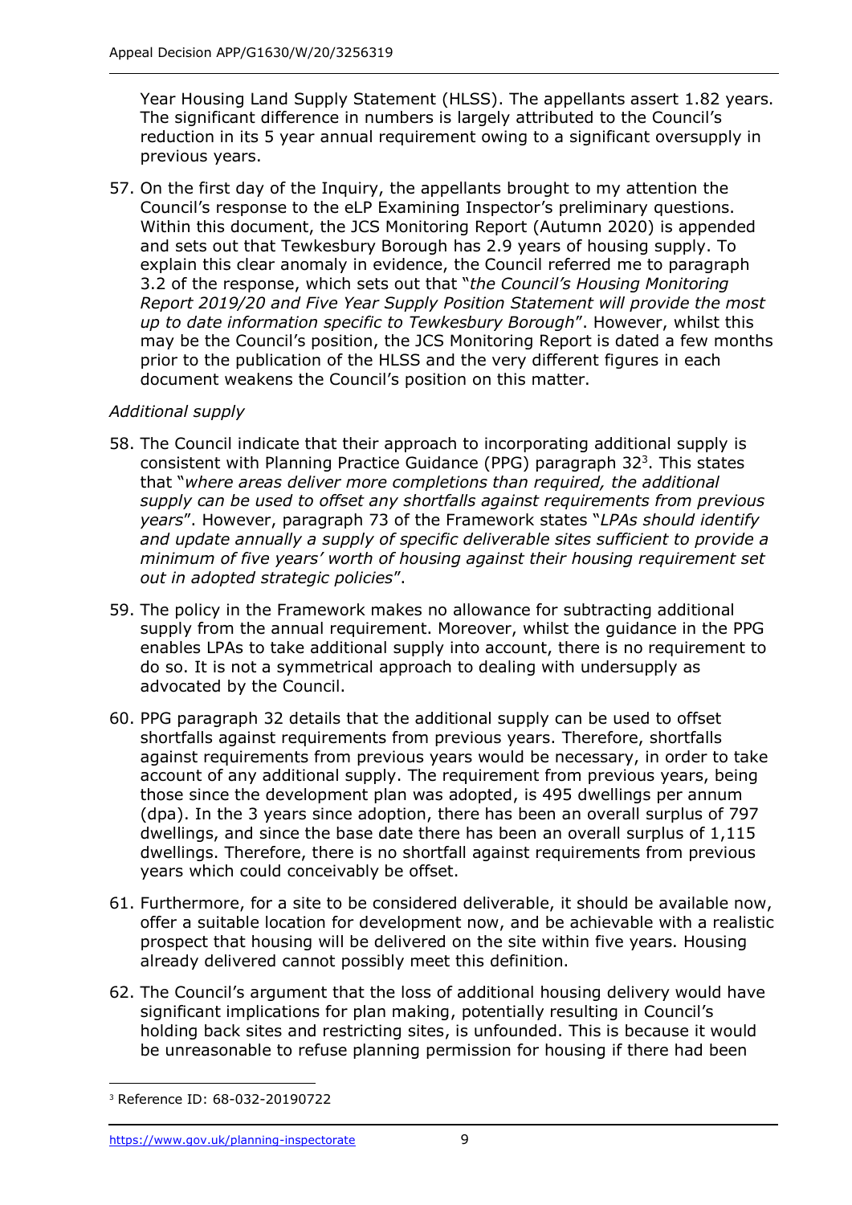Year Housing Land Supply Statement (HLSS). The appellants assert 1.82 years. The significant difference in numbers is largely attributed to the Council's reduction in its 5 year annual requirement owing to a significant oversupply in previous years.

57. On the first day of the Inquiry, the appellants brought to my attention the Council's response to the eLP Examining Inspector's preliminary questions. Within this document, the JCS Monitoring Report (Autumn 2020) is appended and sets out that Tewkesbury Borough has 2.9 years of housing supply. To explain this clear anomaly in evidence, the Council referred me to paragraph 3.2 of the response, which sets out that "*the Council's Housing Monitoring Report 2019/20 and Five Year Supply Position Statement will provide the most up to date information specific to Tewkesbury Borough*". However, whilst this may be the Council's position, the JCS Monitoring Report is dated a few months prior to the publication of the HLSS and the very different figures in each document weakens the Council's position on this matter.

*Additional supply*

58. The Council indicate that their approach to incorporating additional supply is consistent with Planning Practice Guidance (PPG) paragraph 32[3]. This states that "*where areas deliver more completions than required, the additional supply can be used to offset any shortfalls against requirements from previous years*". However, paragraph 73 of the Framework states "*LPAs should identify and update annually a supply of specific deliverable sites sufficient to provide a minimum of five years' worth of housing against their housing requirement set out in adopted strategic policies*".

59. The policy in the Framework makes no allowance for subtracting additional supply from the annual requirement. Moreover, whilst the guidance in the PPG enables LPAs to take additional supply into account, there is no requirement to do so. It is not a symmetrical approach to dealing with undersupply as advocated by the Council.

60. PPG paragraph 32 details that the additional supply can be used to offset shortfalls against requirements from previous years. Therefore, shortfalls against requirements from previous years would be necessary, in order to take account of any additional supply. The requirement from previous years, being those since the development plan was adopted, is 495 dwellings per annum (dpa). In the 3 years since adoption, there has been an overall surplus of 797 dwellings, and since the base date there has been an overall surplus of 1,115 dwellings. Therefore, there is no shortfall against requirements from previous years which could conceivably be offset.

61. Furthermore, for a site to be considered deliverable, it should be available now, offer a suitable location for development now, and be achievable with a realistic prospect that housing will be delivered on the site within five years. Housing already delivered cannot possibly meet this definition.

62. The Council's argument that the loss of additional housing delivery would have significant implications for plan making, potentially resulting in Council's holding back sites and restricting sites, is unfounded. This is because it would be unreasonable to refuse planning permission for housing if there had been

[3] Reference ID: 68-032-20190722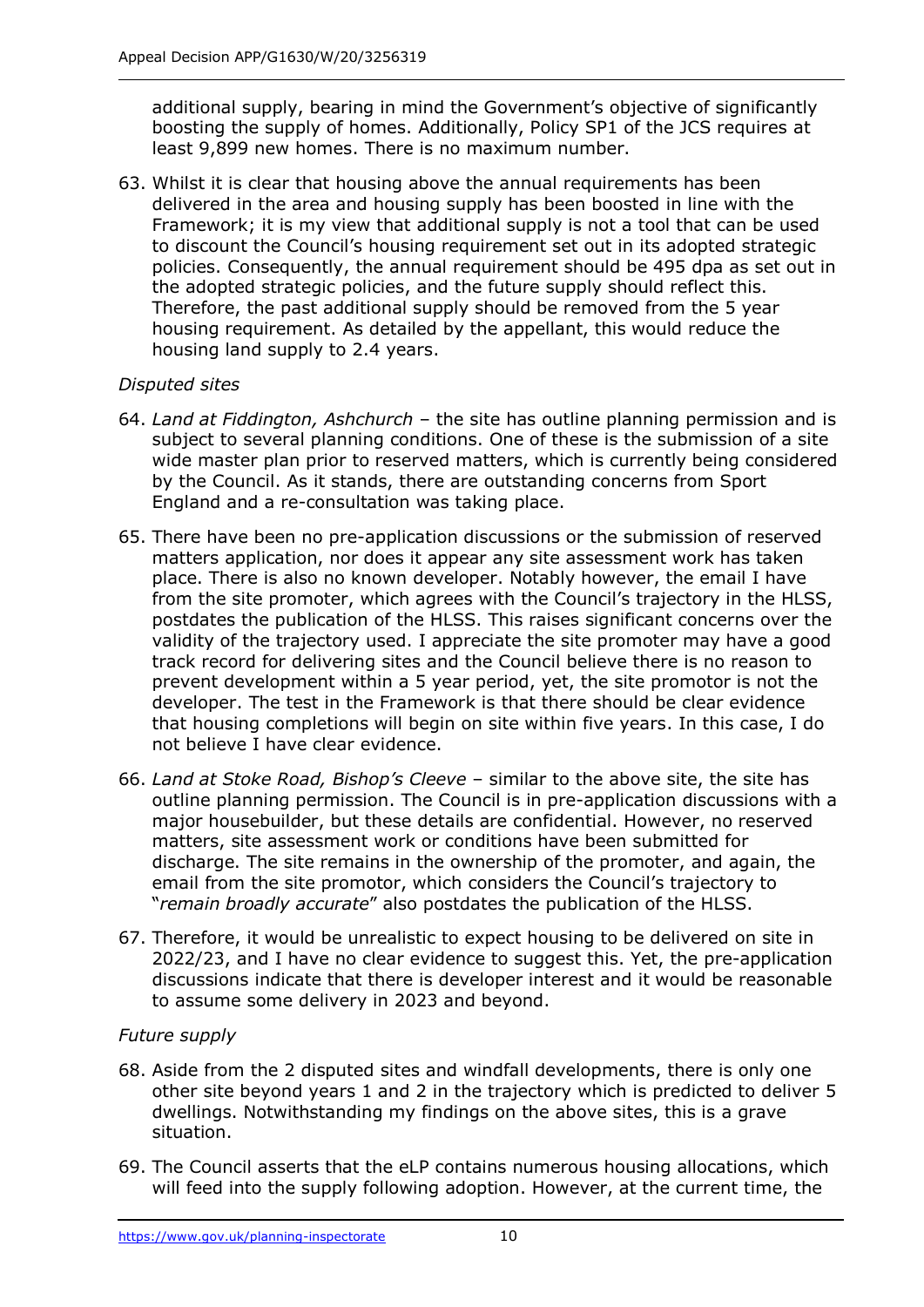additional supply, bearing in mind the Government's objective of significantly boosting the supply of homes. Additionally, Policy SP1 of the JCS requires at least 9,899 new homes. There is no maximum number.

63. Whilst it is clear that housing above the annual requirements has been delivered in the area and housing supply has been boosted in line with the Framework; it is my view that additional supply is not a tool that can be used to discount the Council's housing requirement set out in its adopted strategic policies. Consequently, the annual requirement should be 495 dpa as set out in the adopted strategic policies, and the future supply should reflect this. Therefore, the past additional supply should be removed from the 5 year housing requirement. As detailed by the appellant, this would reduce the housing land supply to 2.4 years.

*Disputed sites*

64. *Land at Fiddington, Ashchurch* – the site has outline planning permission and is subject to several planning conditions. One of these is the submission of a site wide master plan prior to reserved matters, which is currently being considered by the Council. As it stands, there are outstanding concerns from Sport England and a re-consultation was taking place.

65. There have been no pre-application discussions or the submission of reserved matters application, nor does it appear any site assessment work has taken place. There is also no known developer. Notably however, the email I have from the site promoter, which agrees with the Council's trajectory in the HLSS, postdates the publication of the HLSS. This raises significant concerns over the validity of the trajectory used. I appreciate the site promoter may have a good track record for delivering sites and the Council believe there is no reason to prevent development within a 5 year period, yet, the site promotor is not the developer. The test in the Framework is that there should be clear evidence that housing completions will begin on site within five years. In this case, I do not believe I have clear evidence.

66. *Land at Stoke Road, Bishop's Cleeve* – similar to the above site, the site has outline planning permission. The Council is in pre-application discussions with a major housebuilder, but these details are confidential. However, no reserved matters, site assessment work or conditions have been submitted for discharge. The site remains in the ownership of the promoter, and again, the email from the site promotor, which considers the Council's trajectory to "*remain broadly accurate*" also postdates the publication of the HLSS.

67. Therefore, it would be unrealistic to expect housing to be delivered on site in 2022/23, and I have no clear evidence to suggest this. Yet, the pre-application discussions indicate that there is developer interest and it would be reasonable to assume some delivery in 2023 and beyond.

*Future supply*

68. Aside from the 2 disputed sites and windfall developments, there is only one other site beyond years 1 and 2 in the trajectory which is predicted to deliver 5 dwellings. Notwithstanding my findings on the above sites, this is a grave situation.

69. The Council asserts that the eLP contains numerous housing allocations, which will feed into the supply following adoption. However, at the current time, the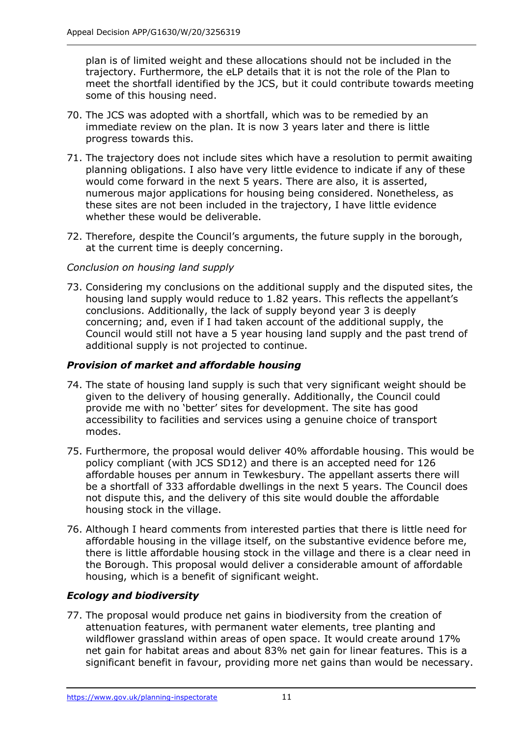plan is of limited weight and these allocations should not be included in the trajectory. Furthermore, the eLP details that it is not the role of the Plan to meet the shortfall identified by the JCS, but it could contribute towards meeting some of this housing need.

70. The JCS was adopted with a shortfall, which was to be remedied by an immediate review on the plan. It is now 3 years later and there is little progress towards this.

71. The trajectory does not include sites which have a resolution to permit awaiting planning obligations. I also have very little evidence to indicate if any of these would come forward in the next 5 years. There are also, it is asserted, numerous major applications for housing being considered. Nonetheless, as these sites are not been included in the trajectory, I have little evidence whether these would be deliverable.

72. Therefore, despite the Council's arguments, the future supply in the borough, at the current time is deeply concerning.

*Conclusion on housing land supply*

73. Considering my conclusions on the additional supply and the disputed sites, the housing land supply would reduce to 1.82 years. This reflects the appellant's conclusions. Additionally, the lack of supply beyond year 3 is deeply concerning; and, even if I had taken account of the additional supply, the Council would still not have a 5 year housing land supply and the past trend of additional supply is not projected to continue.

### *Provision of market and affordable housing*

74. The state of housing land supply is such that very significant weight should be given to the delivery of housing generally. Additionally, the Council could provide me with no 'better' sites for development. The site has good accessibility to facilities and services using a genuine choice of transport modes.

75. Furthermore, the proposal would deliver 40% affordable housing. This would be policy compliant (with JCS SD12) and there is an accepted need for 126 affordable houses per annum in Tewkesbury. The appellant asserts there will be a shortfall of 333 affordable dwellings in the next 5 years. The Council does not dispute this, and the delivery of this site would double the affordable housing stock in the village.

76. Although I heard comments from interested parties that there is little need for affordable housing in the village itself, on the substantive evidence before me, there is little affordable housing stock in the village and there is a clear need in the Borough. This proposal would deliver a considerable amount of affordable housing, which is a benefit of significant weight.

### *Ecology and biodiversity*

77. The proposal would produce net gains in biodiversity from the creation of attenuation features, with permanent water elements, tree planting and wildflower grassland within areas of open space. It would create around 17% net gain for habitat areas and about 83% net gain for linear features. This is a significant benefit in favour, providing more net gains than would be necessary.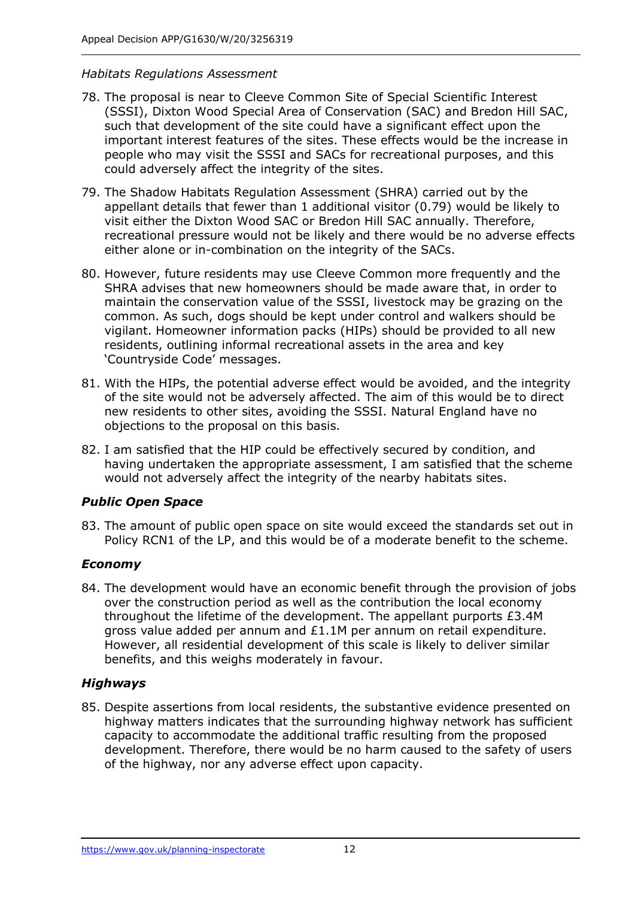*Habitats Regulations Assessment*

78. The proposal is near to Cleeve Common Site of Special Scientific Interest (SSSI), Dixton Wood Special Area of Conservation (SAC) and Bredon Hill SAC, such that development of the site could have a significant effect upon the important interest features of the sites. These effects would be the increase in people who may visit the SSSI and SACs for recreational purposes, and this could adversely affect the integrity of the sites.

79. The Shadow Habitats Regulation Assessment (SHRA) carried out by the appellant details that fewer than 1 additional visitor (0.79) would be likely to visit either the Dixton Wood SAC or Bredon Hill SAC annually. Therefore, recreational pressure would not be likely and there would be no adverse effects either alone or in-combination on the integrity of the SACs.

80. However, future residents may use Cleeve Common more frequently and the SHRA advises that new homeowners should be made aware that, in order to maintain the conservation value of the SSSI, livestock may be grazing on the common. As such, dogs should be kept under control and walkers should be vigilant. Homeowner information packs (HIPs) should be provided to all new residents, outlining informal recreational assets in the area and key 'Countryside Code' messages.

81. With the HIPs, the potential adverse effect would be avoided, and the integrity of the site would not be adversely affected. The aim of this would be to direct new residents to other sites, avoiding the SSSI. Natural England have no objections to the proposal on this basis.

82. I am satisfied that the HIP could be effectively secured by condition, and having undertaken the appropriate assessment, I am satisfied that the scheme would not adversely affect the integrity of the nearby habitats sites.

### *Public Open Space*

83. The amount of public open space on site would exceed the standards set out in Policy RCN1 of the LP, and this would be of a moderate benefit to the scheme.

### *Economy*

84. The development would have an economic benefit through the provision of jobs over the construction period as well as the contribution the local economy throughout the lifetime of the development. The appellant purports £3.4M gross value added per annum and £1.1M per annum on retail expenditure. However, all residential development of this scale is likely to deliver similar benefits, and this weighs moderately in favour.

### *Highways*

85. Despite assertions from local residents, the substantive evidence presented on highway matters indicates that the surrounding highway network has sufficient capacity to accommodate the additional traffic resulting from the proposed development. Therefore, there would be no harm caused to the safety of users of the highway, nor any adverse effect upon capacity.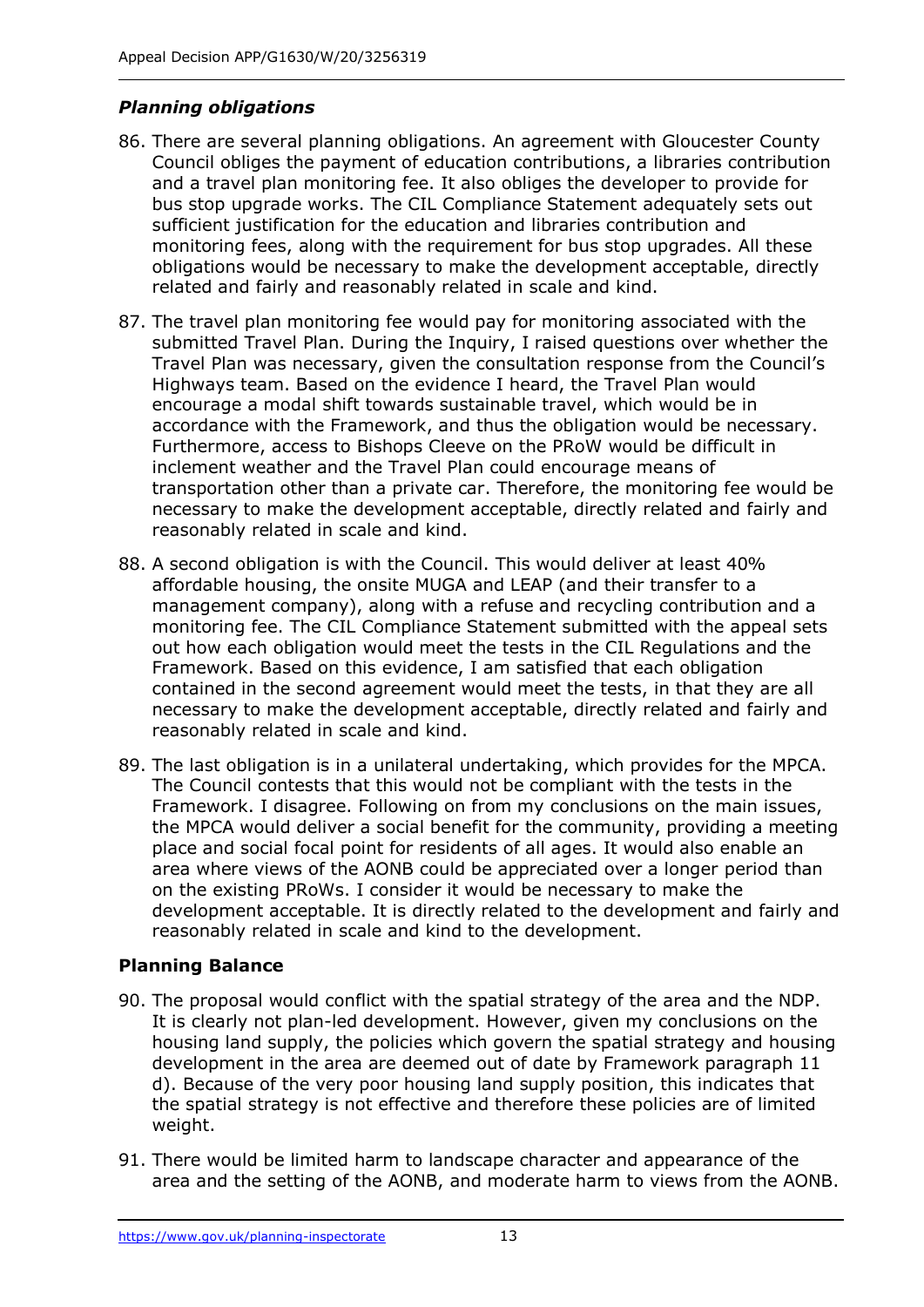### *Planning obligations*

86. There are several planning obligations. An agreement with Gloucester County Council obliges the payment of education contributions, a libraries contribution and a travel plan monitoring fee. It also obliges the developer to provide for bus stop upgrade works. The CIL Compliance Statement adequately sets out sufficient justification for the education and libraries contribution and monitoring fees, along with the requirement for bus stop upgrades. All these obligations would be necessary to make the development acceptable, directly related and fairly and reasonably related in scale and kind.

87. The travel plan monitoring fee would pay for monitoring associated with the submitted Travel Plan. During the Inquiry, I raised questions over whether the Travel Plan was necessary, given the consultation response from the Council's Highways team. Based on the evidence I heard, the Travel Plan would encourage a modal shift towards sustainable travel, which would be in accordance with the Framework, and thus the obligation would be necessary. Furthermore, access to Bishops Cleeve on the PRoW would be difficult in inclement weather and the Travel Plan could encourage means of transportation other than a private car. Therefore, the monitoring fee would be necessary to make the development acceptable, directly related and fairly and reasonably related in scale and kind.

88. A second obligation is with the Council. This would deliver at least 40% affordable housing, the onsite MUGA and LEAP (and their transfer to a management company), along with a refuse and recycling contribution and a monitoring fee. The CIL Compliance Statement submitted with the appeal sets out how each obligation would meet the tests in the CIL Regulations and the Framework. Based on this evidence, I am satisfied that each obligation contained in the second agreement would meet the tests, in that they are all necessary to make the development acceptable, directly related and fairly and reasonably related in scale and kind.

89. The last obligation is in a unilateral undertaking, which provides for the MPCA. The Council contests that this would not be compliant with the tests in the Framework. I disagree. Following on from my conclusions on the main issues, the MPCA would deliver a social benefit for the community, providing a meeting place and social focal point for residents of all ages. It would also enable an area where views of the AONB could be appreciated over a longer period than on the existing PRoWs. I consider it would be necessary to make the development acceptable. It is directly related to the development and fairly and reasonably related in scale and kind to the development.

### **Planning Balance**

90. The proposal would conflict with the spatial strategy of the area and the NDP. It is clearly not plan-led development. However, given my conclusions on the housing land supply, the policies which govern the spatial strategy and housing development in the area are deemed out of date by Framework paragraph 11 d). Because of the very poor housing land supply position, this indicates that the spatial strategy is not effective and therefore these policies are of limited weight.

91. There would be limited harm to landscape character and appearance of the area and the setting of the AONB, and moderate harm to views from the AONB.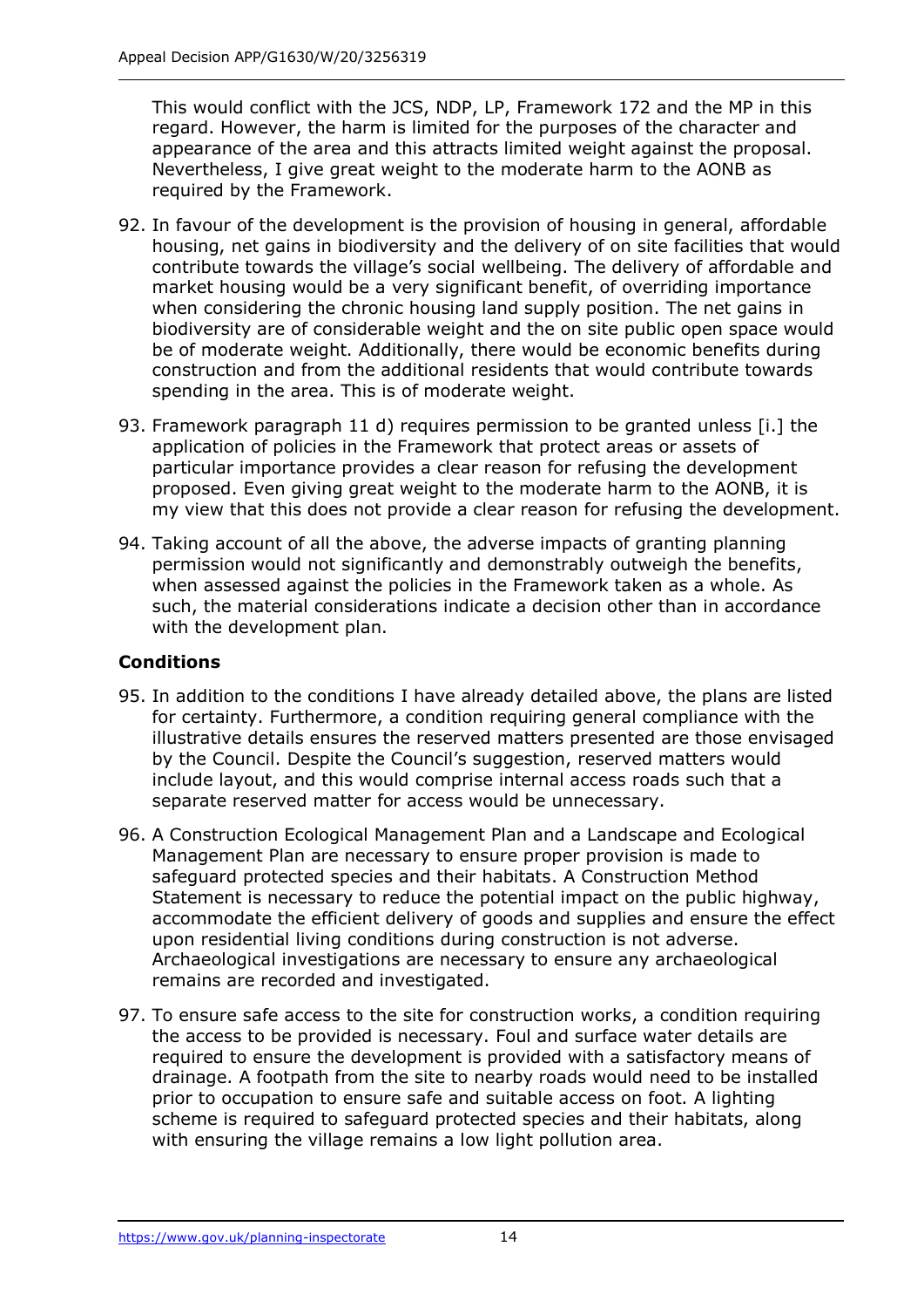This would conflict with the JCS, NDP, LP, Framework 172 and the MP in this regard. However, the harm is limited for the purposes of the character and appearance of the area and this attracts limited weight against the proposal. Nevertheless, I give great weight to the moderate harm to the AONB as required by the Framework.

92. In favour of the development is the provision of housing in general, affordable housing, net gains in biodiversity and the delivery of on site facilities that would contribute towards the village's social wellbeing. The delivery of affordable and market housing would be a very significant benefit, of overriding importance when considering the chronic housing land supply position. The net gains in biodiversity are of considerable weight and the on site public open space would be of moderate weight. Additionally, there would be economic benefits during construction and from the additional residents that would contribute towards spending in the area. This is of moderate weight.

93. Framework paragraph 11 d) requires permission to be granted unless [i.] the application of policies in the Framework that protect areas or assets of particular importance provides a clear reason for refusing the development proposed. Even giving great weight to the moderate harm to the AONB, it is my view that this does not provide a clear reason for refusing the development.

94. Taking account of all the above, the adverse impacts of granting planning permission would not significantly and demonstrably outweigh the benefits, when assessed against the policies in the Framework taken as a whole. As such, the material considerations indicate a decision other than in accordance with the development plan.

## Conditions

95. In addition to the conditions I have already detailed above, the plans are listed for certainty. Furthermore, a condition requiring general compliance with the illustrative details ensures the reserved matters presented are those envisaged by the Council. Despite the Council's suggestion, reserved matters would include layout, and this would comprise internal access roads such that a separate reserved matter for access would be unnecessary.

96. A Construction Ecological Management Plan and a Landscape and Ecological Management Plan are necessary to ensure proper provision is made to safeguard protected species and their habitats. A Construction Method Statement is necessary to reduce the potential impact on the public highway, accommodate the efficient delivery of goods and supplies and ensure the effect upon residential living conditions during construction is not adverse. Archaeological investigations are necessary to ensure any archaeological remains are recorded and investigated.

97. To ensure safe access to the site for construction works, a condition requiring the access to be provided is necessary. Foul and surface water details are required to ensure the development is provided with a satisfactory means of drainage. A footpath from the site to nearby roads would need to be installed prior to occupation to ensure safe and suitable access on foot. A lighting scheme is required to safeguard protected species and their habitats, along with ensuring the village remains a low light pollution area.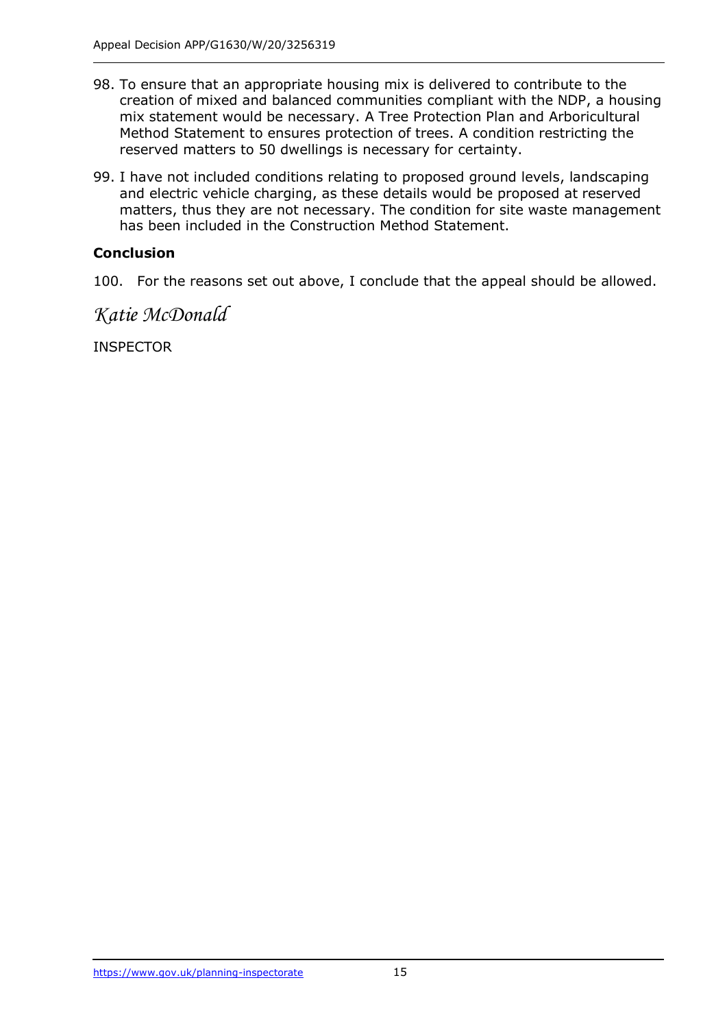98. To ensure that an appropriate housing mix is delivered to contribute to the creation of mixed and balanced communities compliant with the NDP, a housing mix statement would be necessary. A Tree Protection Plan and Arboricultural Method Statement to ensures protection of trees. A condition restricting the reserved matters to 50 dwellings is necessary for certainty.

99. I have not included conditions relating to proposed ground levels, landscaping and electric vehicle charging, as these details would be proposed at reserved matters, thus they are not necessary. The condition for site waste management has been included in the Construction Method Statement.

**Conclusion**

100. For the reasons set out above, I conclude that the appeal should be allowed.

*Katie McDonald*

INSPECTOR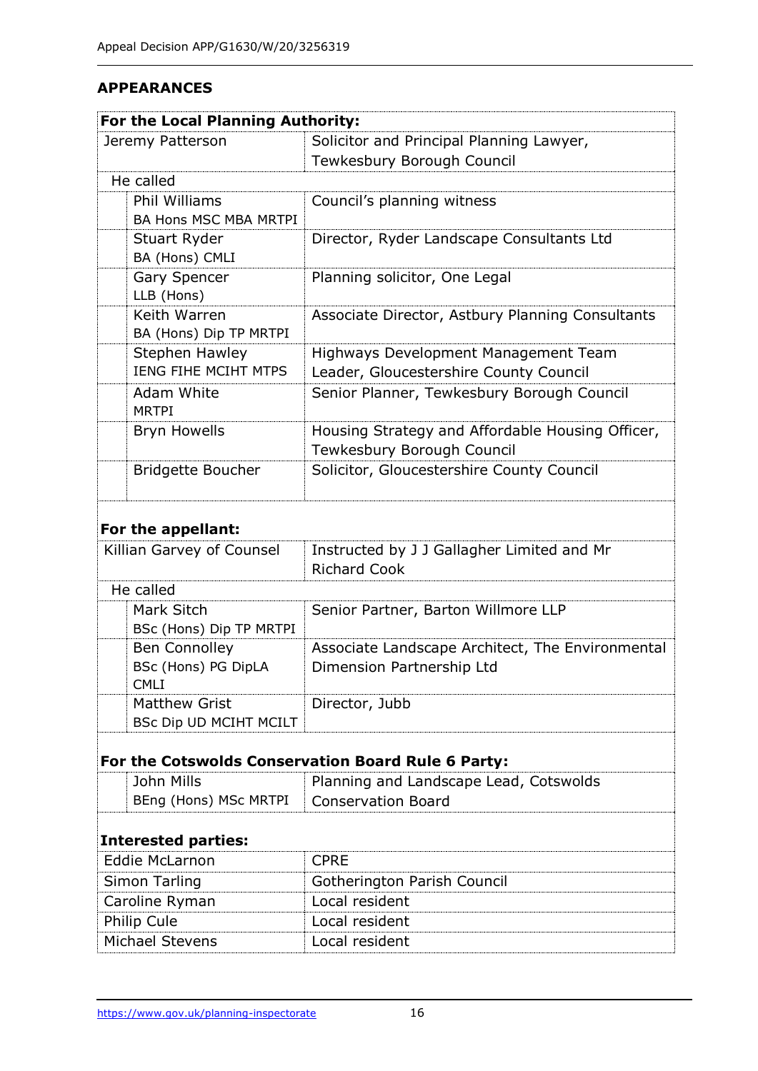## APPEARANCES

| **For the Local Planning Authority:** | |
|---|---|
| Jeremy Patterson | Solicitor and Principal Planning Lawyer, Tewkesbury Borough Council |
| He called | |
| Phil Williams BA Hons MSC MBA MRTPI | Council's planning witness |
| Stuart Ryder BA (Hons) CMLI | Director, Ryder Landscape Consultants Ltd |
| Gary Spencer LLB (Hons) | Planning solicitor, One Legal |
| Keith Warren BA (Hons) Dip TP MRTPI | Associate Director, Astbury Planning Consultants |
| Stephen Hawley IENG FIHE MCIHT MTPS | Highways Development Management Team Leader, Gloucestershire County Council |
| Adam White MRTPI | Senior Planner, Tewkesbury Borough Council |
| Bryn Howells | Housing Strategy and Affordable Housing Officer, Tewkesbury Borough Council |
| Bridgette Boucher | Solicitor, Gloucestershire County Council |

| **For the appellant:** | |
|---|---|
| Killian Garvey of Counsel | Instructed by J J Gallagher Limited and Mr Richard Cook |
| He called | |
| Mark Sitch BSc (Hons) Dip TP MRTPI | Senior Partner, Barton Willmore LLP |
| Ben Connolley BSc (Hons) PG DipLA CMLI | Associate Landscape Architect, The Environmental Dimension Partnership Ltd |
| Matthew Grist BSc Dip UD MCIHT MCILT | Director, Jubb |

| **For the Cotswolds Conservation Board Rule 6 Party:** | |
|---|---|
| John Mills BEng (Hons) MSc MRTPI | Planning and Landscape Lead, Cotswolds Conservation Board |

| **Interested parties:** | |
|---|---|
| Eddie McLarnon | CPRE |
| Simon Tarling | Gotherington Parish Council |
| Caroline Ryman | Local resident |
| Philip Cule | Local resident |
| Michael Stevens | Local resident |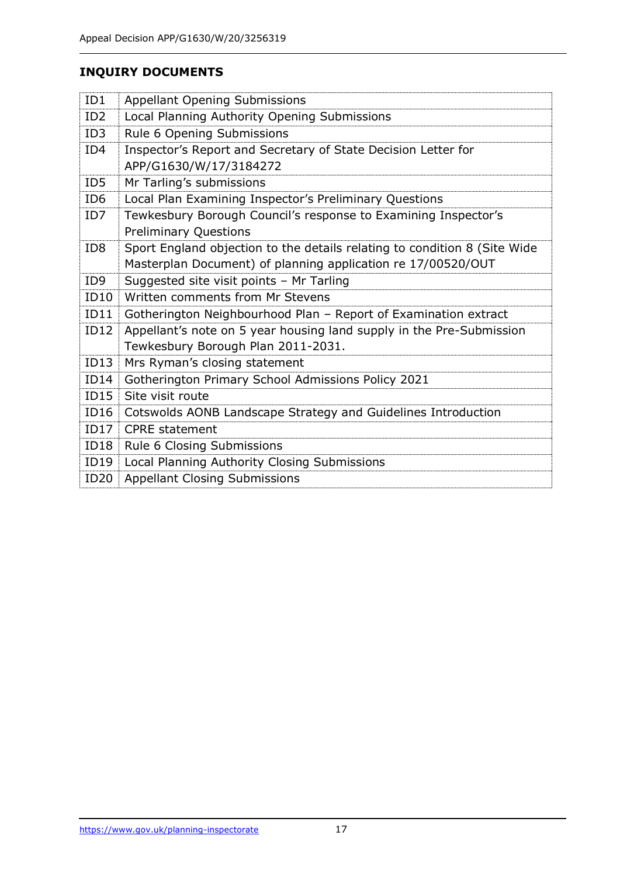## INQUIRY DOCUMENTS

| | |
|---|---|
| ID1 | Appellant Opening Submissions |
| ID2 | Local Planning Authority Opening Submissions |
| ID3 | Rule 6 Opening Submissions |
| ID4 | Inspector's Report and Secretary of State Decision Letter for APP/G1630/W/17/3184272 |
| ID5 | Mr Tarling's submissions |
| ID6 | Local Plan Examining Inspector's Preliminary Questions |
| ID7 | Tewkesbury Borough Council's response to Examining Inspector's Preliminary Questions |
| ID8 | Sport England objection to the details relating to condition 8 (Site Wide Masterplan Document) of planning application re 17/00520/OUT |
| ID9 | Suggested site visit points – Mr Tarling |
| ID10 | Written comments from Mr Stevens |
| ID11 | Gotherington Neighbourhood Plan – Report of Examination extract |
| ID12 | Appellant's note on 5 year housing land supply in the Pre-Submission Tewkesbury Borough Plan 2011-2031. |
| ID13 | Mrs Ryman's closing statement |
| ID14 | Gotherington Primary School Admissions Policy 2021 |
| ID15 | Site visit route |
| ID16 | Cotswolds AONB Landscape Strategy and Guidelines Introduction |
| ID17 | CPRE statement |
| ID18 | Rule 6 Closing Submissions |
| ID19 | Local Planning Authority Closing Submissions |
| ID20 | Appellant Closing Submissions |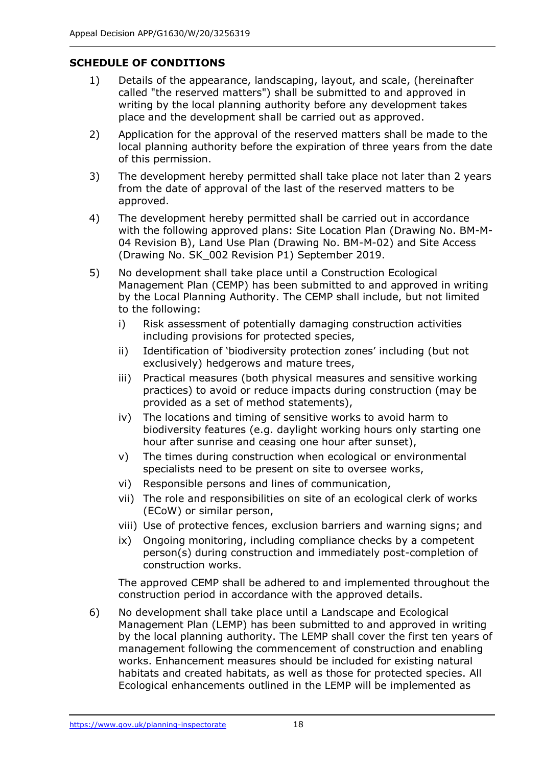## SCHEDULE OF CONDITIONS

1) Details of the appearance, landscaping, layout, and scale, (hereinafter called "the reserved matters") shall be submitted to and approved in writing by the local planning authority before any development takes place and the development shall be carried out as approved.

2) Application for the approval of the reserved matters shall be made to the local planning authority before the expiration of three years from the date of this permission.

3) The development hereby permitted shall take place not later than 2 years from the date of approval of the last of the reserved matters to be approved.

4) The development hereby permitted shall be carried out in accordance with the following approved plans: Site Location Plan (Drawing No. BM-M-04 Revision B), Land Use Plan (Drawing No. BM-M-02) and Site Access (Drawing No. SK_002 Revision P1) September 2019.

5) No development shall take place until a Construction Ecological Management Plan (CEMP) has been submitted to and approved in writing by the Local Planning Authority. The CEMP shall include, but not limited to the following:

   i) Risk assessment of potentially damaging construction activities including provisions for protected species,
   
   ii) Identification of 'biodiversity protection zones' including (but not exclusively) hedgerows and mature trees,
   
   iii) Practical measures (both physical measures and sensitive working practices) to avoid or reduce impacts during construction (may be provided as a set of method statements),
   
   iv) The locations and timing of sensitive works to avoid harm to biodiversity features (e.g. daylight working hours only starting one hour after sunrise and ceasing one hour after sunset),
   
   v) The times during construction when ecological or environmental specialists need to be present on site to oversee works,
   
   vi) Responsible persons and lines of communication,
   
   vii) The role and responsibilities on site of an ecological clerk of works (ECoW) or similar person,
   
   viii) Use of protective fences, exclusion barriers and warning signs; and
   
   ix) Ongoing monitoring, including compliance checks by a competent person(s) during construction and immediately post-completion of construction works.

   The approved CEMP shall be adhered to and implemented throughout the construction period in accordance with the approved details.

6) No development shall take place until a Landscape and Ecological Management Plan (LEMP) has been submitted to and approved in writing by the local planning authority. The LEMP shall cover the first ten years of management following the commencement of construction and enabling works. Enhancement measures should be included for existing natural habitats and created habitats, as well as those for protected species. All Ecological enhancements outlined in the LEMP will be implemented as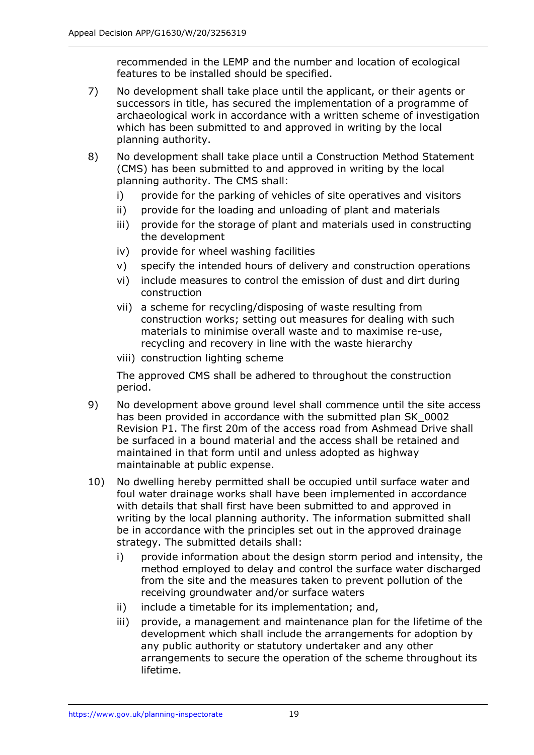recommended in the LEMP and the number and location of ecological features to be installed should be specified.

7) No development shall take place until the applicant, or their agents or successors in title, has secured the implementation of a programme of archaeological work in accordance with a written scheme of investigation which has been submitted to and approved in writing by the local planning authority.

8) No development shall take place until a Construction Method Statement (CMS) has been submitted to and approved in writing by the local planning authority. The CMS shall:

   i) provide for the parking of vehicles of site operatives and visitors
   
   ii) provide for the loading and unloading of plant and materials
   
   iii) provide for the storage of plant and materials used in constructing the development
   
   iv) provide for wheel washing facilities
   
   v) specify the intended hours of delivery and construction operations
   
   vi) include measures to control the emission of dust and dirt during construction
   
   vii) a scheme for recycling/disposing of waste resulting from construction works; setting out measures for dealing with such materials to minimise overall waste and to maximise re-use, recycling and recovery in line with the waste hierarchy
   
   viii) construction lighting scheme

   The approved CMS shall be adhered to throughout the construction period.

9) No development above ground level shall commence until the site access has been provided in accordance with the submitted plan SK_0002 Revision P1. The first 20m of the access road from Ashmead Drive shall be surfaced in a bound material and the access shall be retained and maintained in that form until and unless adopted as highway maintainable at public expense.

10) No dwelling hereby permitted shall be occupied until surface water and foul water drainage works shall have been implemented in accordance with details that shall first have been submitted to and approved in writing by the local planning authority. The information submitted shall be in accordance with the principles set out in the approved drainage strategy. The submitted details shall:

    i) provide information about the design storm period and intensity, the method employed to delay and control the surface water discharged from the site and the measures taken to prevent pollution of the receiving groundwater and/or surface waters
    
    ii) include a timetable for its implementation; and,
    
    iii) provide, a management and maintenance plan for the lifetime of the development which shall include the arrangements for adoption by any public authority or statutory undertaker and any other arrangements to secure the operation of the scheme throughout its lifetime.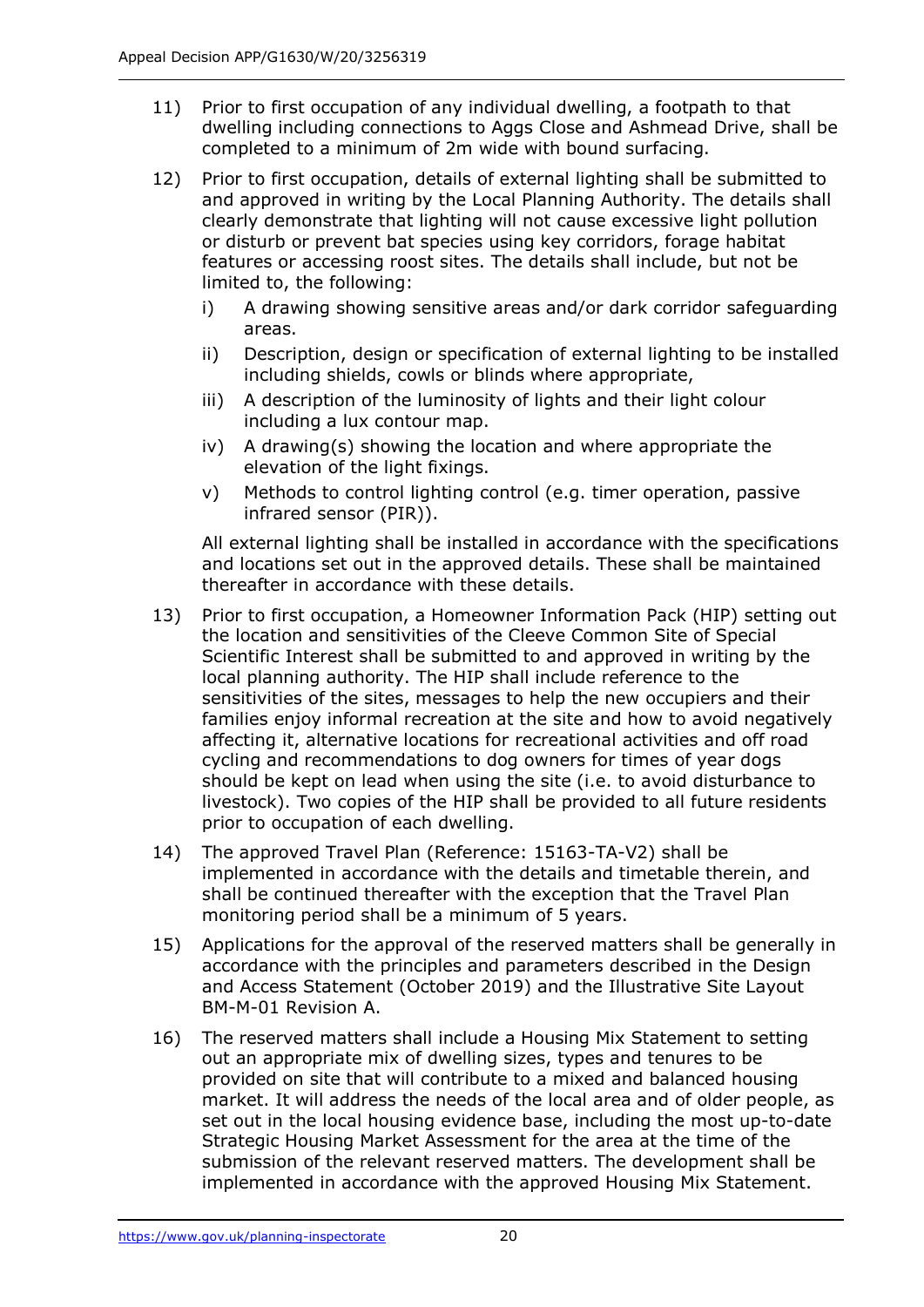11) Prior to first occupation of any individual dwelling, a footpath to that dwelling including connections to Aggs Close and Ashmead Drive, shall be completed to a minimum of 2m wide with bound surfacing.

12) Prior to first occupation, details of external lighting shall be submitted to and approved in writing by the Local Planning Authority. The details shall clearly demonstrate that lighting will not cause excessive light pollution or disturb or prevent bat species using key corridors, forage habitat features or accessing roost sites. The details shall include, but not be limited to, the following:

    i) A drawing showing sensitive areas and/or dark corridor safeguarding areas.

    ii) Description, design or specification of external lighting to be installed including shields, cowls or blinds where appropriate,

    iii) A description of the luminosity of lights and their light colour including a lux contour map.

    iv) A drawing(s) showing the location and where appropriate the elevation of the light fixings.

    v) Methods to control lighting control (e.g. timer operation, passive infrared sensor (PIR)).

    All external lighting shall be installed in accordance with the specifications and locations set out in the approved details. These shall be maintained thereafter in accordance with these details.

13) Prior to first occupation, a Homeowner Information Pack (HIP) setting out the location and sensitivities of the Cleeve Common Site of Special Scientific Interest shall be submitted to and approved in writing by the local planning authority. The HIP shall include reference to the sensitivities of the sites, messages to help the new occupiers and their families enjoy informal recreation at the site and how to avoid negatively affecting it, alternative locations for recreational activities and off road cycling and recommendations to dog owners for times of year dogs should be kept on lead when using the site (i.e. to avoid disturbance to livestock). Two copies of the HIP shall be provided to all future residents prior to occupation of each dwelling.

14) The approved Travel Plan (Reference: 15163-TA-V2) shall be implemented in accordance with the details and timetable therein, and shall be continued thereafter with the exception that the Travel Plan monitoring period shall be a minimum of 5 years.

15) Applications for the approval of the reserved matters shall be generally in accordance with the principles and parameters described in the Design and Access Statement (October 2019) and the Illustrative Site Layout BM-M-01 Revision A.

16) The reserved matters shall include a Housing Mix Statement to setting out an appropriate mix of dwelling sizes, types and tenures to be provided on site that will contribute to a mixed and balanced housing market. It will address the needs of the local area and of older people, as set out in the local housing evidence base, including the most up-to-date Strategic Housing Market Assessment for the area at the time of the submission of the relevant reserved matters. The development shall be implemented in accordance with the approved Housing Mix Statement.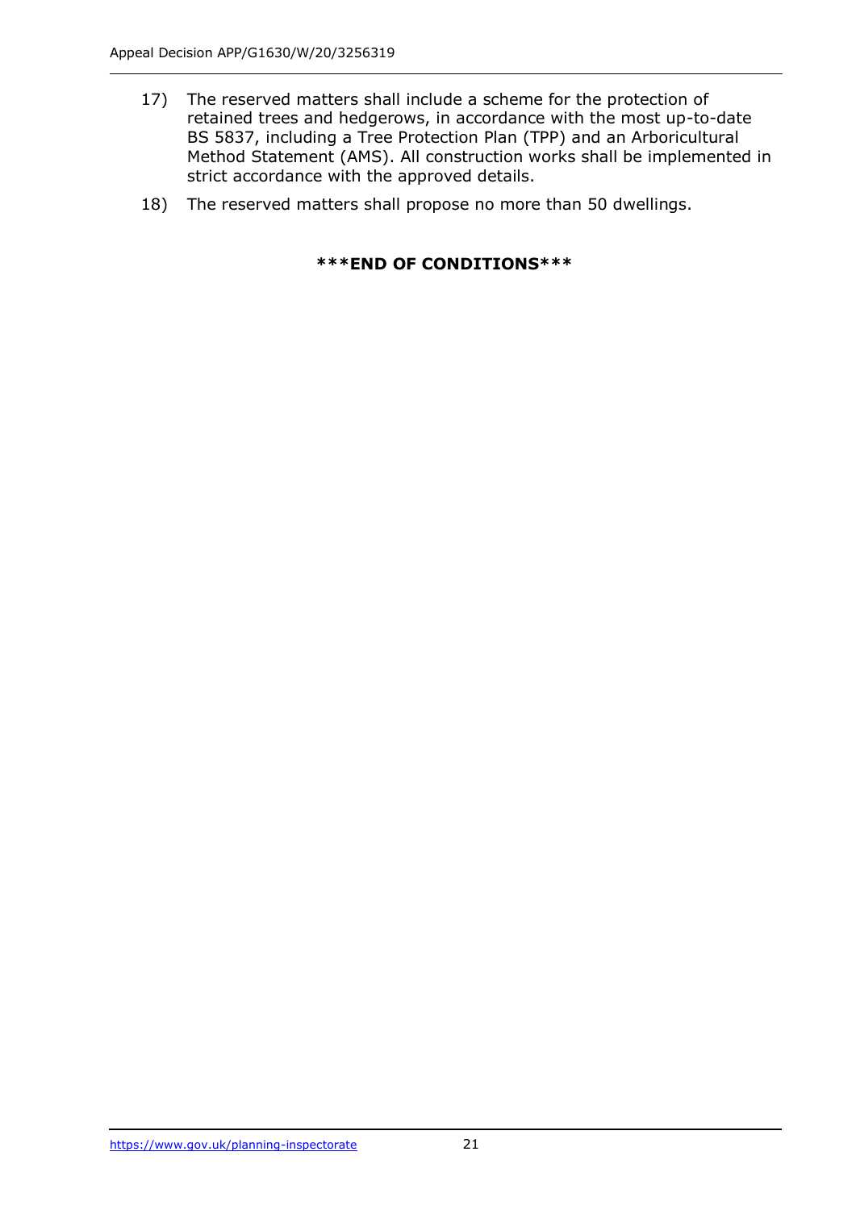17) The reserved matters shall include a scheme for the protection of retained trees and hedgerows, in accordance with the most up-to-date BS 5837, including a Tree Protection Plan (TPP) and an Arboricultural Method Statement (AMS). All construction works shall be implemented in strict accordance with the approved details.

18) The reserved matters shall propose no more than 50 dwellings.

**\*\*\*END OF CONDITIONS\*\*\***